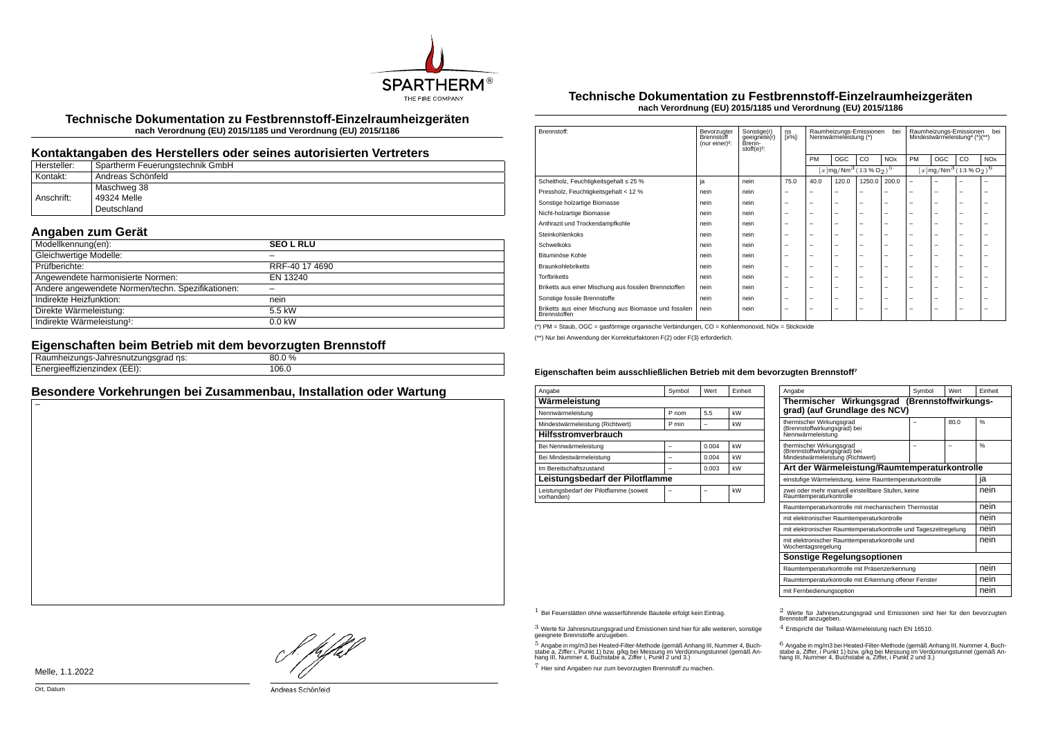# Technische Dokumentation zu Festbrennstoff-Einzelraumheizgeräten

**nach Verordnung (EU) 2015/1185 und Verordnung (EU) 2015/1186**

## Kontaktangaben des Herstellers oder seines autorisierten Vertreters

| Hersteller: | Spartherm Feuerungstechnik GmbH |
|---|---|
| Kontakt: | Andreas Schönfeld |
| Anschrift: | Maschweg 38<br>49324 Melle<br>Deutschland |

## Angaben zum Gerät

| Modellkennung(en): | **SEO L RLU** |
|---|---|
| Gleichwertige Modelle: | – |
| Prüfberichte: | RRF-40 17 4690 |
| Angewendete harmonisierte Normen: | EN 13240 |
| Andere angewendete Normen/techn. Spezifikationen: | – |
| Indirekte Heizfunktion: | nein |
| Direkte Wärmeleistung: | 5.5 kW |
| Indirekte Wärmeleistung[1]: | 0.0 kW |

## Eigenschaften beim Betrieb mit dem bevorzugten Brennstoff

| Raumheizungs-Jahresnutzungsgrad ηs: | 80.0 % |
|---|---|
| Energieeffizienzindex (EEI): | 106.0 |

## Besondere Vorkehrungen bei Zusammenbau, Installation oder Wartung

–

Melle, 1.1.2022

Ort, Datum

Andreas Schönfeld

# Technische Dokumentation zu Festbrennstoff-Einzelraumheizgeräten

**nach Verordnung (EU) 2015/1185 und Verordnung (EU) 2015/1186**

| Brennstoff: | Bevorzugter Brennstoff (nur einer)[2]: | Sonstige(r) geeignete(r) Brennstoff(e)[3]: | ηs [x%]: | Raumheizungs-Emissionen bei Nennwärmeleistung (*) | | | | Raumheizungs-Emissionen bei Mindestwärmeleistung[4] (*)(**) | | | |
|---|---|---|---|---|---|---|---|---|---|---|---|
| | | | | PM | OGC | CO | NOx | PM | OGC | CO | NOx |
| | | | | $[x]\mathrm{mg/Nm^3}\,(13\,\%\,O_2)^5$ | | | | $[x]\mathrm{mg/Nm^3}\,(13\,\%\,O_2)^6$ | | | |
| Scheitholz, Feuchtigkeitsgehalt ≤ 25 % | ja | nein | 75.0 | 40.0 | 120.0 | 1250.0 | 200.0 | – | – | – | – |
| Pressholz, Feuchtigkeitsgehalt < 12 % | nein | nein | – | – | – | – | – | – | – | – | – |
| Sonstige holzartige Biomasse | nein | nein | – | – | – | – | – | – | – | – | – |
| Nicht-holzartige Biomasse | nein | nein | – | – | – | – | – | – | – | – | – |
| Anthrazit und Trockendampfkohle | nein | nein | – | – | – | – | – | – | – | – | – |
| Steinkohlenkoks | nein | nein | – | – | – | – | – | – | – | – | – |
| Schwelkoks | nein | nein | – | – | – | – | – | – | – | – | – |
| Bituminöse Kohle | nein | nein | – | – | – | – | – | – | – | – | – |
| Braunkohlebriketts | nein | nein | – | – | – | – | – | – | – | – | – |
| Torfbriketts | nein | nein | – | – | – | – | – | – | – | – | – |
| Briketts aus einer Mischung aus fossilen Brennstoffen | nein | nein | – | – | – | – | – | – | – | – | – |
| Sonstige fossile Brennstoffe | nein | nein | – | – | – | – | – | – | – | – | – |
| Briketts aus einer Mischung aus Biomasse und fossilen Brennstoffen | nein | nein | – | – | – | – | – | – | – | – | – |

(*) PM = Staub, OGC = gasförmige organische Verbindungen, CO = Kohlenmonoxid, NOx = Stickoxide

(**) Nur bei Anwendung der Korrekturfaktoren F(2) oder F(3) erforderlich.

### Eigenschaften beim ausschließlichen Betrieb mit dem bevorzugten Brennstoff[7]

| Angabe | Symbol | Wert | Einheit |
|---|---|---|---|
| **Wärmeleistung** | | | |
| Nennwärmeleistung | P nom | 5.5 | kW |
| Mindestwärmeleistung (Richtwert) | P min | – | kW |
| **Hilfsstromverbrauch** | | | |
| Bei Nennwärmeleistung | – | 0.004 | kW |
| Bei Mindestwärmeleistung | – | 0.004 | kW |
| Im Bereitschaftszustand | – | 0.003 | kW |
| **Leistungsbedarf der Pilotflamme** | | | |
| Leistungsbedarf der Pilotflamme (soweit vorhanden) | – | – | kW |

| Angabe | Symbol | Wert | Einheit |
|---|---|---|---|
| **Thermischer Wirkungsgrad (Brennstoffwirkungsgrad) (auf Grundlage des NCV)** | | | |
| thermischer Wirkungsgrad (Brennstoffwirkungsgrad) bei Nennwärmeleistung | – | 80.0 | % |
| thermischer Wirkungsgrad (Brennstoffwirkungsgrad) bei Mindestwärmeleistung (Richtwert) | – | – | % |
| **Art der Wärmeleistung/Raumtemperaturkontrolle** | | | |
| einstufige Wärmeleistung, keine Raumtemperaturkontrolle | | | ja |
| zwei oder mehr manuell einstellbare Stufen, keine Raumtemperaturkontrolle | | | nein |
| Raumtemperaturkontrolle mit mechanischem Thermostat | | | nein |
| mit elektronischer Raumtemperaturkontrolle | | | nein |
| mit elektronischer Raumtemperaturkontrolle und Tageszeitregelung | | | nein |
| mit elektronischer Raumtemperaturkontrolle und Wochentagsregelung | | | nein |
| **Sonstige Regelungsoptionen** | | | |
| Raumtemperaturkontrolle mit Präsenzerkennung | | | nein |
| Raumtemperaturkontrolle mit Erkennung offener Fenster | | | nein |
| mit Fernbedienungsoption | | | nein |

[1] Bei Feuerstätten ohne wasserführende Bauteile erfolgt kein Eintrag.

[2] Werte für Jahresnutzungsgrad und Emissionen sind hier für den bevorzugten Brennstoff anzugeben.

[3] Werte für Jahresnutzungsgrad und Emissionen sind hier für alle weiteren, sonstige geeignete Brennstoffe anzugeben.

[4] Entspricht der Teillast-Wärmeleistung nach EN 16510.

[5] Angabe in mg/m3 bei Heated-Filter-Methode (gemäß Anhang III, Nummer 4, Buchstabe a, Ziffer i, Punkt 1) bzw. g/kg bei Messung im Verdünnungstunnel (gemäß Anhang III, Nummer 4, Buchstabe a, Ziffer i, Punkt 2 und 3.)

[6] Angabe in mg/m3 bei Heated-Filter-Methode (gemäß Anhang III, Nummer 4, Buchstabe a, Ziffer i, Punkt 1) bzw. g/kg bei Messung im Verdünnungstunnel (gemäß Anhang III, Nummer 4, Buchstabe a, Ziffer i, Punkt 2 und 3.)

[7] Hier sind Angaben nur zum bevorzugten Brennstoff zu machen.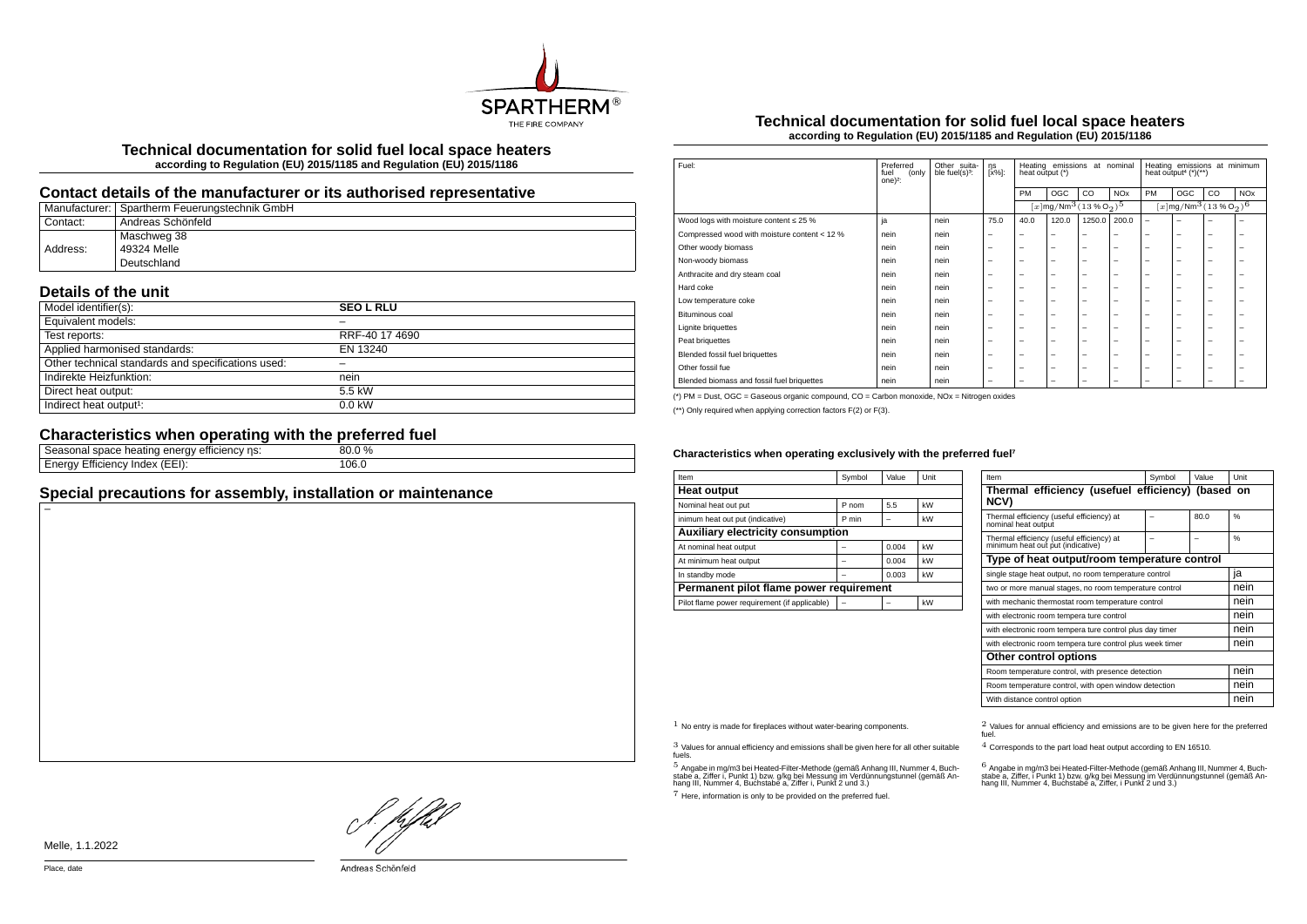# Technical documentation for solid fuel local space heaters

**according to Regulation (EU) 2015/1185 and Regulation (EU) 2015/1186**

## Contact details of the manufacturer or its authorised representative

| | |
|---|---|
| Manufacturer: | Spartherm Feuerungstechnik GmbH |
| Contact: | Andreas Schönfeld |
| Address: | Maschweg 38<br>49324 Melle<br>Deutschland |

## Details of the unit

| | |
|---|---|
| Model identifier(s): | **SEO L RLU** |
| Equivalent models: | – |
| Test reports: | RRF-40 17 4690 |
| Applied harmonised standards: | EN 13240 |
| Other technical standards and specifications used: | – |
| Indirekte Heizfunktion: | nein |
| Direct heat output: | 5.5 kW |
| Indirect heat output[1]: | 0.0 kW |

## Characteristics when operating with the preferred fuel

| | |
|---|---|
| Seasonal space heating energy efficiency ηs: | 80.0 % |
| Energy Efficiency Index (EEI): | 106.0 |

## Special precautions for assembly, installation or maintenance

–

Melle, 1.1.2022

Place, date

Andreas Schönfeld

# Technical documentation for solid fuel local space heaters

**according to Regulation (EU) 2015/1185 and Regulation (EU) 2015/1186**

| Fuel: | Preferred fuel (only one)[2]: | Other suitable fuel(s)[3]: | ηs [x%]: | Heating emissions at nominal heat output (*) | | | | Heating emissions at minimum heat output[4] (*)(**) | | | |
|---|---|---|---|---|---|---|---|---|---|---|---|
| | | | | PM | OGC | CO | NOx | PM | OGC | CO | NOx |
| | | | | $[x]\text{mg/Nm}^3\,(13\,\%\,O_2)^5$ | | | | $[x]\text{mg/Nm}^3\,(13\,\%\,O_2)^6$ | | | |
| Wood logs with moisture content ≤ 25 % | ja | nein | 75.0 | 40.0 | 120.0 | 1250.0 | 200.0 | – | – | – | – |
| Compressed wood with moisture content < 12 % | nein | nein | – | – | – | – | – | – | – | – | – |
| Other woody biomass | nein | nein | – | – | – | – | – | – | – | – | – |
| Non-woody biomass | nein | nein | – | – | – | – | – | – | – | – | – |
| Anthracite and dry steam coal | nein | nein | – | – | – | – | – | – | – | – | – |
| Hard coke | nein | nein | – | – | – | – | – | – | – | – | – |
| Low temperature coke | nein | nein | – | – | – | – | – | – | – | – | – |
| Bituminous coal | nein | nein | – | – | – | – | – | – | – | – | – |
| Lignite briquettes | nein | nein | – | – | – | – | – | – | – | – | – |
| Peat briquettes | nein | nein | – | – | – | – | – | – | – | – | – |
| Blended fossil fuel briquettes | nein | nein | – | – | – | – | – | – | – | – | – |
| Other fossil fue | nein | nein | – | – | – | – | – | – | – | – | – |
| Blended biomass and fossil fuel briquettes | nein | nein | – | – | – | – | – | – | – | – | – |

(*) PM = Dust, OGC = Gaseous organic compound, CO = Carbon monoxide, NOx = Nitrogen oxides

(**) Only required when applying correction factors F(2) or F(3).

### Characteristics when operating exclusively with the preferred fuel[7]

| Item | Symbol | Value | Unit |
|---|---|---|---|
| **Heat output** | | | |
| Nominal heat out put | P nom | 5.5 | kW |
| inimum heat out put (indicative) | P min | – | kW |
| **Auxiliary electricity consumption** | | | |
| At nominal heat output | – | 0.004 | kW |
| At minimum heat output | – | 0.004 | kW |
| In standby mode | – | 0.003 | kW |
| **Permanent pilot flame power requirement** | | | |
| Pilot flame power requirement (if applicable) | – | – | kW |

| Item | Symbol | Value | Unit |
|---|---|---|---|
| **Thermal efficiency (usefuel efficiency) (based on NCV)** | | | |
| Thermal efficiency (useful efficiency) at nominal heat output | – | 80.0 | % |
| Thermal efficiency (useful efficiency) at minimum heat out put (indicative) | – | – | % |
| **Type of heat output/room temperature control** | | | |
| single stage heat output, no room temperature control | | | ja |
| two or more manual stages, no room temperature control | | | nein |
| with mechanic thermostat room temperature control | | | nein |
| with electronic room tempera ture control | | | nein |
| with electronic room tempera ture control plus day timer | | | nein |
| with electronic room tempera ture control plus week timer | | | nein |
| **Other control options** | | | |
| Room temperature control, with presence detection | | | nein |
| Room temperature control, with open window detection | | | nein |
| With distance control option | | | nein |

[1] No entry is made for fireplaces without water-bearing components.

[2] Values for annual efficiency and emissions are to be given here for the preferred fuel.

[3] Values for annual efficiency and emissions shall be given here for all other suitable fuels.

[4] Corresponds to the part load heat output according to EN 16510.

[5] Angabe in mg/m3 bei Heated-Filter-Methode (gemäß Anhang III, Nummer 4, Buchstabe a, Ziffer i, Punkt 1) bzw. g/kg bei Messung im Verdünnungstunnel (gemäß Anhang III, Nummer 4, Buchstabe a, Ziffer i, Punkt 2 und 3.)

[6] Angabe in mg/m3 bei Heated-Filter-Methode (gemäß Anhang III, Nummer 4, Buchstabe a, Ziffer, i Punkt 1) bzw. g/kg bei Messung im Verdünnungstunnel (gemäß Anhang III, Nummer 4, Buchstabe a, Ziffer, i Punkt 2 und 3.)

[7] Here, information is only to be provided on the preferred fuel.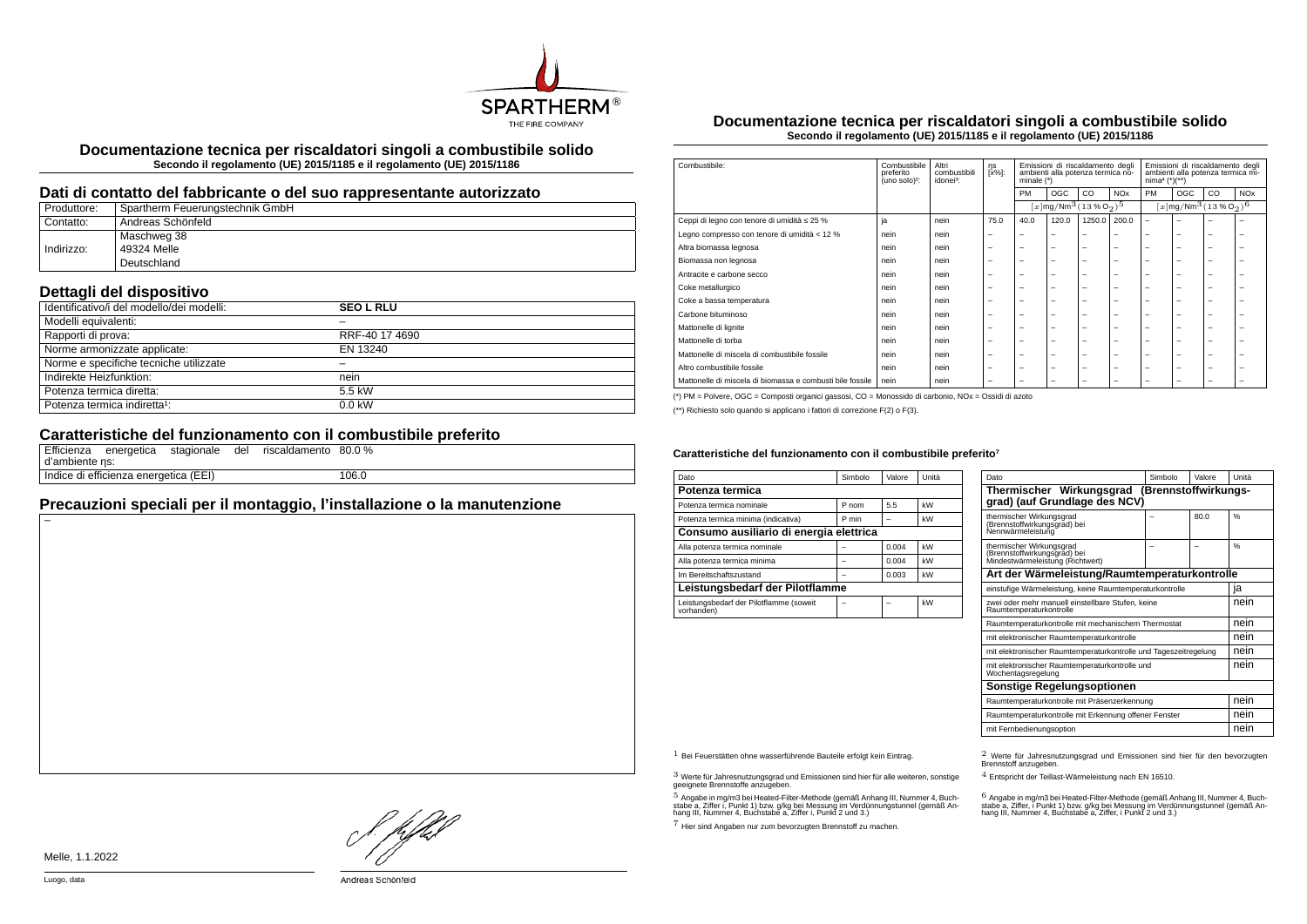# Documentazione tecnica per riscaldatori singoli a combustibile solido

**Secondo il regolamento (UE) 2015/1185 e il regolamento (UE) 2015/1186**

## Dati di contatto del fabbricante o del suo rappresentante autorizzato

| | |
|---|---|
| Produttore: | Spartherm Feuerungstechnik GmbH |
| Contatto: | Andreas Schönfeld |
| Indirizzo: | Maschweg 38<br>49324 Melle<br>Deutschland |

## Dettagli del dispositivo

| | |
|---|---|
| Identificativo/i del modello/dei modelli: | **SEO L RLU** |
| Modelli equivalenti: | – |
| Rapporti di prova: | RRF-40 17 4690 |
| Norme armonizzate applicate: | EN 13240 |
| Norme e specifiche tecniche utilizzate | – |
| Indirekte Heizfunktion: | nein |
| Potenza termica diretta: | 5.5 kW |
| Potenza termica indiretta[1]: | 0.0 kW |

## Caratteristiche del funzionamento con il combustibile preferito

| | |
|---|---|
| Efficienza energetica stagionale del riscaldamento d'ambiente ηs: | 80.0 % |
| Indice di efficienza energetica (EEI) | 106.0 |

## Precauzioni speciali per il montaggio, l'installazione o la manutenzione

–

Melle, 1.1.2022

Luogo, data

Andreas Schönfeld

# Documentazione tecnica per riscaldatori singoli a combustibile solido

**Secondo il regolamento (UE) 2015/1185 e il regolamento (UE) 2015/1186**

| Combustibile: | Combustibile preferito (uno solo)[2]: | Altri combustibili idonei[3]: | ηs [x%]: | Emissioni di riscaldamento degli ambienti alla potenza termica nominale (*) | | | | Emissioni di riscaldamento degli ambienti alla potenza termica minima[4] (*)(**) | | | |
|---|---|---|---|---|---|---|---|---|---|---|---|
| | | | | PM | OGC | CO | NOx | PM | OGC | CO | NOx |
| | | | | $[x]\mathrm{mg/Nm^3}\,(13\,\%\,O_2)^5$ | | | | $[x]\mathrm{mg/Nm^3}\,(13\,\%\,O_2)^6$ | | | |
| Ceppi di legno con tenore di umidità ≤ 25 % | ja | nein | 75.0 | 40.0 | 120.0 | 1250.0 | 200.0 | – | – | – | – |
| Legno compresso con tenore di umidità < 12 % | nein | nein | – | – | – | – | – | – | – | – | – |
| Altra biomassa legnosa | nein | nein | – | – | – | – | – | – | – | – | – |
| Biomassa non legnosa | nein | nein | – | – | – | – | – | – | – | – | – |
| Antracite e carbone secco | nein | nein | – | – | – | – | – | – | – | – | – |
| Coke metallurgico | nein | nein | – | – | – | – | – | – | – | – | – |
| Coke a bassa temperatura | nein | nein | – | – | – | – | – | – | – | – | – |
| Carbone bituminoso | nein | nein | – | – | – | – | – | – | – | – | – |
| Mattonelle di lignite | nein | nein | – | – | – | – | – | – | – | – | – |
| Mattonelle di torba | nein | nein | – | – | – | – | – | – | – | – | – |
| Mattonelle di miscela di combustibile fossile | nein | nein | – | – | – | – | – | – | – | – | – |
| Altro combustibile fossile | nein | nein | – | – | – | – | – | – | – | – | – |
| Mattonelle di miscela di biomassa e combusti bile fossile | nein | nein | – | – | – | – | – | – | – | – | – |

(*) PM = Polvere, OGC = Composti organici gassosi, CO = Monossido di carbonio, NOx = Ossidi di azoto

(**) Richiesto solo quando si applicano i fattori di correzione F(2) o F(3).

#### Caratteristiche del funzionamento con il combustibile preferito[7]

| Dato | Simbolo | Valore | Unità |
|---|---|---|---|
| **Potenza termica** | | | |
| Potenza termica nominale | P nom | 5.5 | kW |
| Potenza termica minima (indicativa) | P min | – | kW |
| **Consumo ausiliario di energia elettrica** | | | |
| Alla potenza termica nominale | – | 0.004 | kW |
| Alla potenza termica minima | – | 0.004 | kW |
| Im Bereitschaftszustand | – | 0.003 | kW |
| **Leistungsbedarf der Pilotflamme** | | | |
| Leistungsbedarf der Pilotflamme (soweit vorhanden) | – | – | kW |

| Dato | Simbolo | Valore | Unità |
|---|---|---|---|
| **Thermischer Wirkungsgrad (Brennstoffwirkungsgrad) (auf Grundlage des NCV)** | | | |
| thermischer Wirkungsgrad (Brennstoffwirkungsgrad) bei Nennwärmeleistung | – | 80.0 | % |
| thermischer Wirkungsgrad (Brennstoffwirkungsgrad) bei Mindestwärmeleistung (Richtwert) | – | – | % |
| **Art der Wärmeleistung/Raumtemperaturkontrolle** | | | |
| einstufige Wärmeleistung, keine Raumtemperaturkontrolle | | | ja |
| zwei oder mehr manuell einstellbare Stufen, keine Raumtemperaturkontrolle | | | nein |
| Raumtemperaturkontrolle mit mechanischem Thermostat | | | nein |
| mit elektronischer Raumtemperaturkontrolle | | | nein |
| mit elektronischer Raumtemperaturkontrolle und Tageszeitregelung | | | nein |
| mit elektronischer Raumtemperaturkontrolle und Wochentagsregelung | | | nein |
| **Sonstige Regelungsoptionen** | | | |
| Raumtemperaturkontrolle mit Präsenzerkennung | | | nein |
| Raumtemperaturkontrolle mit Erkennung offener Fenster | | | nein |
| mit Fernbedienungsoption | | | nein |

[1] Bei Feuerstätten ohne wasserführende Bauteile erfolgt kein Eintrag.

[2] Werte für Jahresnutzungsgrad und Emissionen sind hier für den bevorzugten Brennstoff anzugeben.

[3] Werte für Jahresnutzungsgrad und Emissionen sind hier für alle weiteren, sonstige geeignete Brennstoffe anzugeben.

[4] Entspricht der Teillast-Wärmeleistung nach EN 16510.

[5] Angabe in mg/m3 bei Heated-Filter-Methode (gemäß Anhang III, Nummer 4, Buchstabe a, Ziffer i, Punkt 1) bzw. g/kg bei Messung im Verdünnungstunnel (gemäß Anhang III, Nummer 4, Buchstabe a, Ziffer i, Punkt 2 und 3.)

[6] Angabe in mg/m3 bei Heated-Filter-Methode (gemäß Anhang III, Nummer 4, Buchstabe a, Ziffer, i Punkt 1) bzw. g/kg bei Messung im Verdünnungstunnel (gemäß Anhang III, Nummer 4, Buchstabe a, Ziffer, i Punkt 2 und 3.)

[7] Hier sind Angaben nur zum bevorzugten Brennstoff zu machen.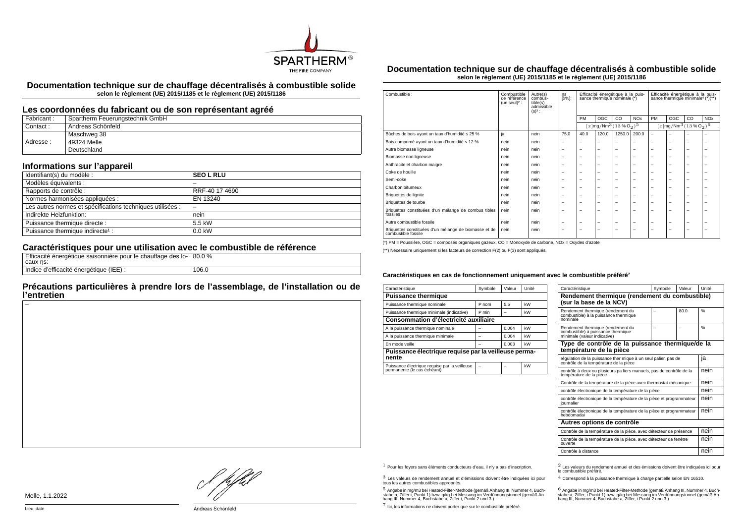# Documentation technique sur de chauffage décentralisés à combustible solide

**selon le règlement (UE) 2015/1185 et le règlement (UE) 2015/1186**

## Les coordonnées du fabricant ou de son représentant agréé

| | |
|---|---|
| Fabricant : | Spartherm Feuerungstechnik GmbH |
| Contact : | Andreas Schönfeld |
| Adresse : | Maschweg 38<br>49324 Melle<br>Deutschland |

## Informations sur l'appareil

| | |
|---|---|
| Identifiant(s) du modèle : | **SEO L RLU** |
| Modèles équivalents : | – |
| Rapports de contrôle : | RRF-40 17 4690 |
| Normes harmonisées appliquées : | EN 13240 |
| Les autres normes et spécifications techniques utilisées : | – |
| Indirekte Heizfunktion: | nein |
| Puissance thermique directe : | 5.5 kW |
| Puissance thermique indirecte[1] : | 0.0 kW |

## Caractéristiques pour une utilisation avec le combustible de référence

| | |
|---|---|
| Efficacité énergétique saisonnière pour le chauffage des locaux ηs: | 80.0 % |
| Indice d'efficacité énergétique (IEE) : | 106.0 |

## Précautions particulières à prendre lors de l'assemblage, de l'installation ou de l'entretien

–

Melle, 1.1.2022

Lieu, date

Andreas Schönfeld

# Documentation technique sur de chauffage décentralisés à combustible solide

**selon le règlement (UE) 2015/1185 et le règlement (UE) 2015/1186**

| Combustible : | Combustible de référence (un seul)[2] : | Autre(s) combustible(s) admissible (s)[3] : | ηs [x%]: | Efficacité énergétique à la puissance thermique nominale (*) | | | | Efficacité énergétique à la puissance thermique minimale[4] (*)(**) | | | |
|---|---|---|---|---|---|---|---|---|---|---|---|
| | | | | PM | OGC | CO | NOx | PM | OGC | CO | NOx |
| | | | | $[x]$mg/Nm$^3$ (13 % $O_2$)[5] | | | | $[x]$mg/Nm$^3$ (13 % $O_2$)[6] | | | |
| Bûches de bois ayant un taux d'humidité ≤ 25 % | ja | nein | 75.0 | 40.0 | 120.0 | 1250.0 | 200.0 | – | – | – | – |
| Bois comprimé ayant un taux d'humidité < 12 % | nein | nein | – | – | – | – | – | – | – | – | – |
| Autre biomasse ligneuse | nein | nein | – | – | – | – | – | – | – | – | – |
| Biomasse non ligneuse | nein | nein | – | – | – | – | – | – | – | – | – |
| Anthracite et charbon maigre | nein | nein | – | – | – | – | – | – | – | – | – |
| Coke de houille | nein | nein | – | – | – | – | – | – | – | – | – |
| Semi-coke | nein | nein | – | – | – | – | – | – | – | – | – |
| Charbon bitumeux | nein | nein | – | – | – | – | – | – | – | – | – |
| Briquettes de lignite | nein | nein | – | – | – | – | – | – | – | – | – |
| Briquettes de tourbe | nein | nein | – | – | – | – | – | – | – | – | – |
| Briquettes constituées d'un mélange de combus tibles fossiles | nein | nein | – | – | – | – | – | – | – | – | – |
| Autre combustible fossile | nein | nein | – | – | – | – | – | – | – | – | – |
| Briquettes constituées d'un mélange de biomasse et de combustible fossile | nein | nein | – | – | – | – | – | – | – | – | – |

(*) PM = Poussière, OGC = composés organiques gazeux, CO = Monoxyde de carbone, NOx = Oxydes d'azote

(**) Nécessaire uniquement si les facteurs de correction F(2) ou F(3) sont appliqués.

**Caractéristiques en cas de fonctionnement uniquement avec le combustible préféré[7]**

| Caractéristique | Symbole | Valeur | Unité |
|---|---|---|---|
| **Puissance thermique** | | | |
| Puissance thermique nominale | P nom | 5.5 | kW |
| Puissance thermique minimale (indicative) | P min | – | kW |
| **Consommation d'électricité auxiliaire** | | | |
| À la puissance thermique nominale | – | 0.004 | kW |
| À la puissance thermique minimale | – | 0.004 | kW |
| En mode veille | – | 0.003 | kW |
| **Puissance électrique requise par la veilleuse permanente** | | | |
| Puissance électrique requise par la veilleuse permanente (le cas échéant) | – | – | kW |

| Caractéristique | Symbole | Valeur | Unité |
|---|---|---|---|
| **Rendement thermique (rendement du combustible) (sur la base de la NCV)** | | | |
| Rendement thermique (rendement du combustible) à la puissance thermique nominale | – | 80.0 | % |
| Rendement thermique (rendement du combustible) à puissance thermique minimale (valeur indicative) | – | – | % |
| **Type de contrôle de la puissance thermique/de la température de la pièce** | | | |
| régulation de la puissance ther mique à un seul palier, pas de contrôle de la température de la pièce | | | ja |
| contrôle à deux ou plusieurs pa liers manuels, pas de contrôle de la température de la pièce | | | nein |
| Contrôle de la température de la pièce avec thermostat mécanique | | | nein |
| contrôle électronique de la température de la pièce | | | nein |
| contrôle électronique de la température de la pièce et programmateur journalier | | | nein |
| contrôle électronique de la température de la pièce et programmateur hebdomadai | | | nein |
| **Autres options de contrôle** | | | |
| Contrôle de la température de la pièce, avec détecteur de présence | | | nein |
| Contrôle de la température de la pièce, avec détecteur de fenêtre ouverte | | | nein |
| Contrôle à distance | | | nein |

[1] Pour les foyers sans éléments conducteurs d'eau, il n'y a pas d'inscription.

[2] Les valeurs du rendement annuel et des émissions doivent être indiquées ici pour le combustible préféré.

[3] Les valeurs de rendement annuel et d'émissions doivent être indiquées ici pour tous les autres combustibles appropriés.

[4] Correspond à la puissance thermique à charge partielle selon EN 16510.

[5] Angabe in mg/m3 bei Heated-Filter-Methode (gemäß Anhang III, Nummer 4, Buchstabe a, Ziffer i, Punkt 1) bzw. g/kg bei Messung im Verdünnungstunnel (gemäß Anhang III, Nummer 4, Buchstabe a, Ziffer i, Punkt 2 und 3.)

[6] Angabe in mg/m3 bei Heated-Filter-Methode (gemäß Anhang III, Nummer 4, Buchstabe a, Ziffer i, Punkt 1) bzw. g/kg bei Messung im Verdünnungstunnel (gemäß Anhang III, Nummer 4, Buchstabe a, Ziffer i, Punkt 2 und 3.)

[7] Ici, les informations ne doivent porter que sur le combustible préféré.